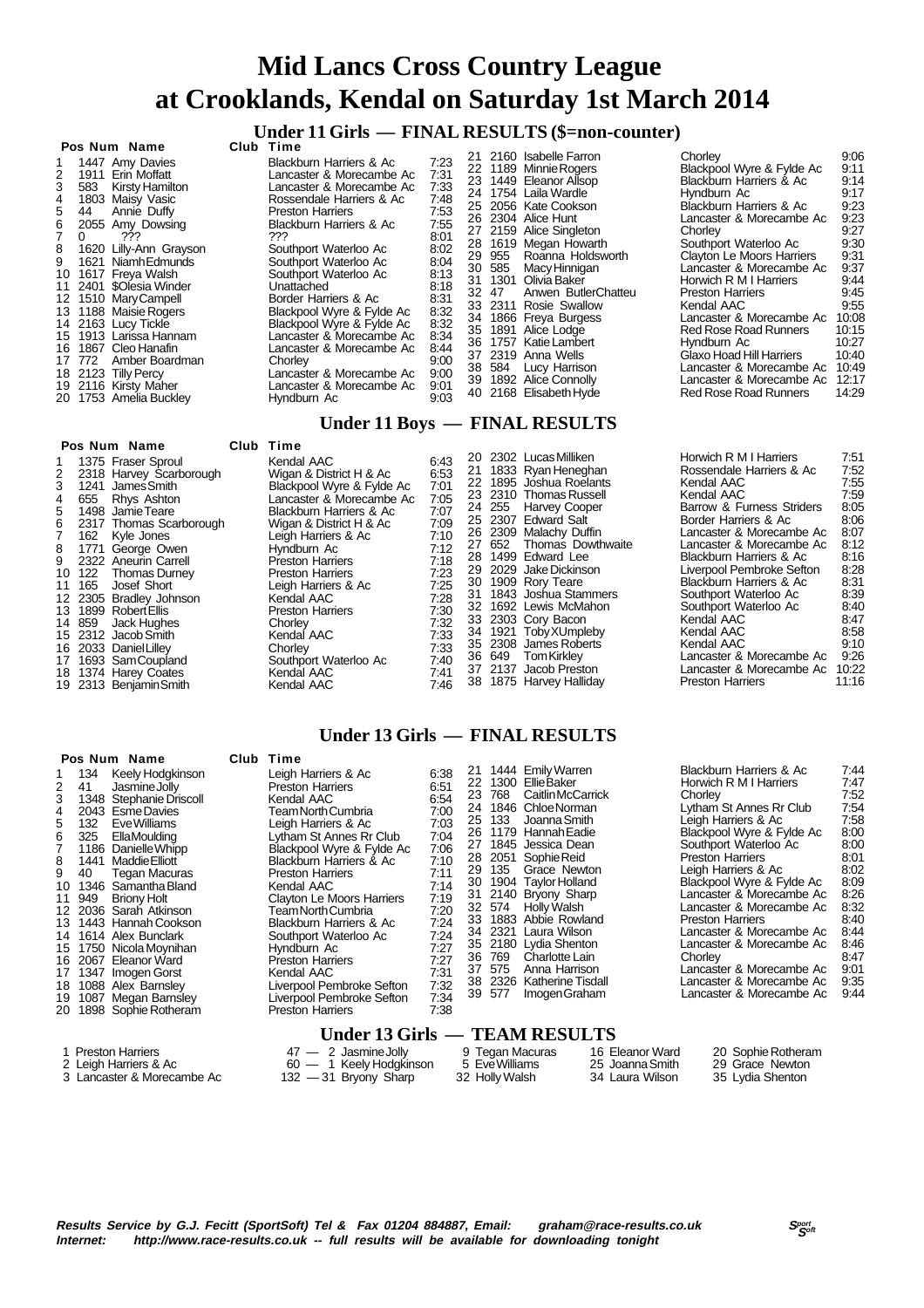# Mid Lancs Cross Country League
# at Crooklands, Kendal on Saturday 1st March 2014

## Under 11 Girls — FINAL RESULTS ($=non-counter)

| Pos | Num | Name | Club | Time |
|---|---|---|---|---|
| 1 | 1447 | Amy Davies | Blackburn Harriers & Ac | 7:23 |
| 2 | 1911 | Erin Moffatt | Lancaster & Morecambe Ac | 7:31 |
| 3 | 583 | Kirsty Hamilton | Lancaster & Morecambe Ac | 7:33 |
| 4 | 1803 | Maisy Vasic | Rossendale Harriers & Ac | 7:48 |
| 5 | 44 | Annie Duffy | Preston Harriers | 7:53 |
| 6 | 2055 | Amy Dowsing | Blackburn Harriers & Ac | 7:55 |
| 7 | 0 | ??? | ??? | 8:01 |
| 8 | 1620 | Lilly-Ann Grayson | Southport Waterloo Ac | 8:02 |
| 9 | 1621 | Niamh Edmunds | Southport Waterloo Ac | 8:04 |
| 10 | 1617 | Freya Walsh | Southport Waterloo Ac | 8:13 |
| 11 | 2401 | $Olesia Winder | Unattached | 8:18 |
| 12 | 1510 | Mary Campell | Border Harriers & Ac | 8:31 |
| 13 | 1188 | Maisie Rogers | Blackpool Wyre & Fylde Ac | 8:32 |
| 14 | 2163 | Lucy Tickle | Blackpool Wyre & Fylde Ac | 8:32 |
| 15 | 1913 | Larissa Hannam | Lancaster & Morecambe Ac | 8:34 |
| 16 | 1867 | Cleo Hanafin | Lancaster & Morecambe Ac | 8:44 |
| 17 | 772 | Amber Boardman | Chorley | 9:00 |
| 18 | 2123 | Tilly Percy | Lancaster & Morecambe Ac | 9:00 |
| 19 | 2116 | Kirsty Maher | Lancaster & Morecambe Ac | 9:01 |
| 20 | 1753 | Amelia Buckley | Hyndburn Ac | 9:03 |
| 21 | 2160 | Isabelle Farron | Chorley | 9:06 |
| 22 | 1189 | Minnie Rogers | Blackpool Wyre & Fylde Ac | 9:11 |
| 23 | 1449 | Eleanor Allsop | Blackburn Harriers & Ac | 9:14 |
| 24 | 1754 | Laila Wardle | Hyndburn Ac | 9:17 |
| 25 | 2056 | Kate Cookson | Blackburn Harriers & Ac | 9:23 |
| 26 | 2304 | Alice Hunt | Lancaster & Morecambe Ac | 9:23 |
| 27 | 2159 | Alice Singleton | Chorley | 9:27 |
| 28 | 1619 | Megan Howarth | Southport Waterloo Ac | 9:30 |
| 29 | 955 | Roanna Holdsworth | Clayton Le Moors Harriers | 9:31 |
| 30 | 585 | Macy Hinnigan | Lancaster & Morecambe Ac | 9:37 |
| 31 | 1301 | Olivia Baker | Horwich R M I Harriers | 9:44 |
| 32 | 47 | Anwen ButlerChatteu | Preston Harriers | 9:45 |
| 33 | 2311 | Rosie Swallow | Kendal AAC | 9:55 |
| 34 | 1866 | Freya Burgess | Lancaster & Morecambe Ac | 10:08 |
| 35 | 1891 | Alice Lodge | Red Rose Road Runners | 10:15 |
| 36 | 1757 | Katie Lambert | Hyndburn Ac | 10:27 |
| 37 | 2319 | Anna Wells | Glaxo Hoad Hill Harriers | 10:40 |
| 38 | 584 | Lucy Harrison | Lancaster & Morecambe Ac | 10:49 |
| 39 | 1892 | Alice Connolly | Lancaster & Morecambe Ac | 12:17 |
| 40 | 2168 | Elisabeth Hyde | Red Rose Road Runners | 14:29 |

## Under 11 Boys — FINAL RESULTS

| Pos | Num | Name | Club | Time |
|---|---|---|---|---|
| 1 | 1375 | Fraser Sproul | Kendal AAC | 6:43 |
| 2 | 2318 | Harvey Scarborough | Wigan & District H & Ac | 6:53 |
| 3 | 1241 | James Smith | Blackpool Wyre & Fylde Ac | 7:01 |
| 4 | 655 | Rhys Ashton | Lancaster & Morecambe Ac | 7:05 |
| 5 | 1498 | Jamie Teare | Blackburn Harriers & Ac | 7:07 |
| 6 | 2317 | Thomas Scarborough | Wigan & District H & Ac | 7:09 |
| 7 | 162 | Kyle Jones | Leigh Harriers & Ac | 7:10 |
| 8 | 1771 | George Owen | Hyndburn Ac | 7:12 |
| 9 | 2322 | Aneurin Carrell | Preston Harriers | 7:18 |
| 10 | 122 | Thomas Durney | Preston Harriers | 7:23 |
| 11 | 165 | Josef Short | Leigh Harriers & Ac | 7:25 |
| 12 | 2305 | Bradley Johnson | Kendal AAC | 7:28 |
| 13 | 1899 | Robert Ellis | Preston Harriers | 7:30 |
| 14 | 859 | Jack Hughes | Chorley | 7:32 |
| 15 | 2312 | Jacob Smith | Kendal AAC | 7:33 |
| 16 | 2033 | Daniel Lilley | Chorley | 7:33 |
| 17 | 1693 | Sam Coupland | Southport Waterloo Ac | 7:40 |
| 18 | 1374 | Harey Coates | Kendal AAC | 7:41 |
| 19 | 2313 | Benjamin Smith | Kendal AAC | 7:46 |
| 20 | 2302 | Lucas Milliken | Horwich R M I Harriers | 7:51 |
| 21 | 1833 | Ryan Heneghan | Rossendale Harriers & Ac | 7:52 |
| 22 | 1895 | Joshua Roelants | Kendal AAC | 7:55 |
| 23 | 2310 | Thomas Russell | Kendal AAC | 7:59 |
| 24 | 255 | Harvey Cooper | Barrow & Furness Striders | 8:05 |
| 25 | 2307 | Edward Salt | Border Harriers & Ac | 8:06 |
| 26 | 2309 | Malachy Duffin | Lancaster & Morecambe Ac | 8:07 |
| 27 | 652 | Thomas Dowthwaite | Lancaster & Morecambe Ac | 8:12 |
| 28 | 1499 | Edward Lee | Blackburn Harriers & Ac | 8:16 |
| 29 | 2029 | Jake Dickinson | Liverpool Pembroke Sefton | 8:28 |
| 30 | 1909 | Rory Teare | Blackburn Harriers & Ac | 8:31 |
| 31 | 1843 | Joshua Stammers | Southport Waterloo Ac | 8:39 |
| 32 | 1692 | Lewis McMahon | Southport Waterloo Ac | 8:40 |
| 33 | 2303 | Cory Bacon | Kendal AAC | 8:47 |
| 34 | 1921 | Toby XUmpleby | Kendal AAC | 8:58 |
| 35 | 2308 | James Roberts | Kendal AAC | 9:10 |
| 36 | 649 | Tom Kirkley | Lancaster & Morecambe Ac | 9:26 |
| 37 | 2137 | Jacob Preston | Lancaster & Morecambe Ac | 10:22 |
| 38 | 1875 | Harvey Halliday | Preston Harriers | 11:16 |

## Under 13 Girls — FINAL RESULTS

| Pos | Num | Name | Club | Time |
|---|---|---|---|---|
| 1 | 134 | Keely Hodgkinson | Leigh Harriers & Ac | 6:38 |
| 2 | 41 | Jasmine Jolly | Preston Harriers | 6:51 |
| 3 | 1348 | Stephanie Driscoll | Kendal AAC | 6:54 |
| 4 | 2043 | Esme Davies | Team North Cumbria | 7:00 |
| 5 | 132 | Eve Williams | Leigh Harriers & Ac | 7:03 |
| 6 | 325 | Ella Moulding | Lytham St Annes Rr Club | 7:04 |
| 7 | 1186 | Danielle Whipp | Blackpool Wyre & Fylde Ac | 7:06 |
| 8 | 1441 | Maddie Elliott | Blackburn Harriers & Ac | 7:10 |
| 9 | 40 | Tegan Macuras | Preston Harriers | 7:11 |
| 10 | 1346 | Samantha Bland | Kendal AAC | 7:14 |
| 11 | 949 | Briony Holt | Clayton Le Moors Harriers | 7:19 |
| 12 | 2036 | Sarah Atkinson | Team North Cumbria | 7:20 |
| 13 | 1443 | Hannah Cookson | Blackburn Harriers & Ac | 7:24 |
| 14 | 1614 | Alex Bunclark | Southport Waterloo Ac | 7:24 |
| 15 | 1750 | Nicola Moynihan | Hyndburn Ac | 7:27 |
| 16 | 2067 | Eleanor Ward | Preston Harriers | 7:27 |
| 17 | 1347 | Imogen Gorst | Kendal AAC | 7:31 |
| 18 | 1088 | Alex Barnsley | Liverpool Pembroke Sefton | 7:32 |
| 19 | 1087 | Megan Barnsley | Liverpool Pembroke Sefton | 7:34 |
| 20 | 1898 | Sophie Rotheram | Preston Harriers | 7:38 |
| 21 | 1444 | Emily Warren | Blackburn Harriers & Ac | 7:44 |
| 22 | 1300 | Ellie Baker | Horwich R M I Harriers | 7:47 |
| 23 | 768 | Caitlin McCarrick | Chorley | 7:52 |
| 24 | 1846 | Chloe Norman | Lytham St Annes Rr Club | 7:54 |
| 25 | 133 | Joanna Smith | Leigh Harriers & Ac | 7:58 |
| 26 | 1179 | Hannah Eadie | Blackpool Wyre & Fylde Ac | 8:00 |
| 27 | 1845 | Jessica Dean | Southport Waterloo Ac | 8:00 |
| 28 | 2051 | Sophie Reid | Preston Harriers | 8:01 |
| 29 | 135 | Grace Newton | Leigh Harriers & Ac | 8:02 |
| 30 | 1904 | Taylor Holland | Blackpool Wyre & Fylde Ac | 8:09 |
| 31 | 2140 | Bryony Sharp | Lancaster & Morecambe Ac | 8:26 |
| 32 | 574 | Holly Walsh | Lancaster & Morecambe Ac | 8:32 |
| 33 | 1883 | Abbie Rowland | Preston Harriers | 8:40 |
| 34 | 2321 | Laura Wilson | Lancaster & Morecambe Ac | 8:44 |
| 35 | 2180 | Lydia Shenton | Lancaster & Morecambe Ac | 8:46 |
| 36 | 769 | Charlotte Lain | Chorley | 8:47 |
| 37 | 575 | Anna Harrison | Lancaster & Morecambe Ac | 9:01 |
| 38 | 2326 | Katherine Tisdall | Lancaster & Morecambe Ac | 9:35 |
| 39 | 577 | Imogen Graham | Lancaster & Morecambe Ac | 9:44 |

## Under 13 Girls — TEAM RESULTS

| Pos | Team | Points | | | | |
|---|---|---|---|---|---|---|
| 1 | Preston Harriers | 47 — 2 Jasmine Jolly | 9 Tegan Macuras | 16 Eleanor Ward | 20 Sophie Rotheram |
| 2 | Leigh Harriers & Ac | 60 — 1 Keely Hodgkinson | 5 Eve Williams | 25 Joanna Smith | 29 Grace Newton |
| 3 | Lancaster & Morecambe Ac | 132 — 31 Bryony Sharp | 32 Holly Walsh | 34 Laura Wilson | 35 Lydia Shenton |

*Results Service by G.J. Fecitt (SportSoft) Tel & Fax 01204 884887, Email: graham@race-results.co.uk*
*Internet: http://www.race-results.co.uk -- full results will be available for downloading tonight*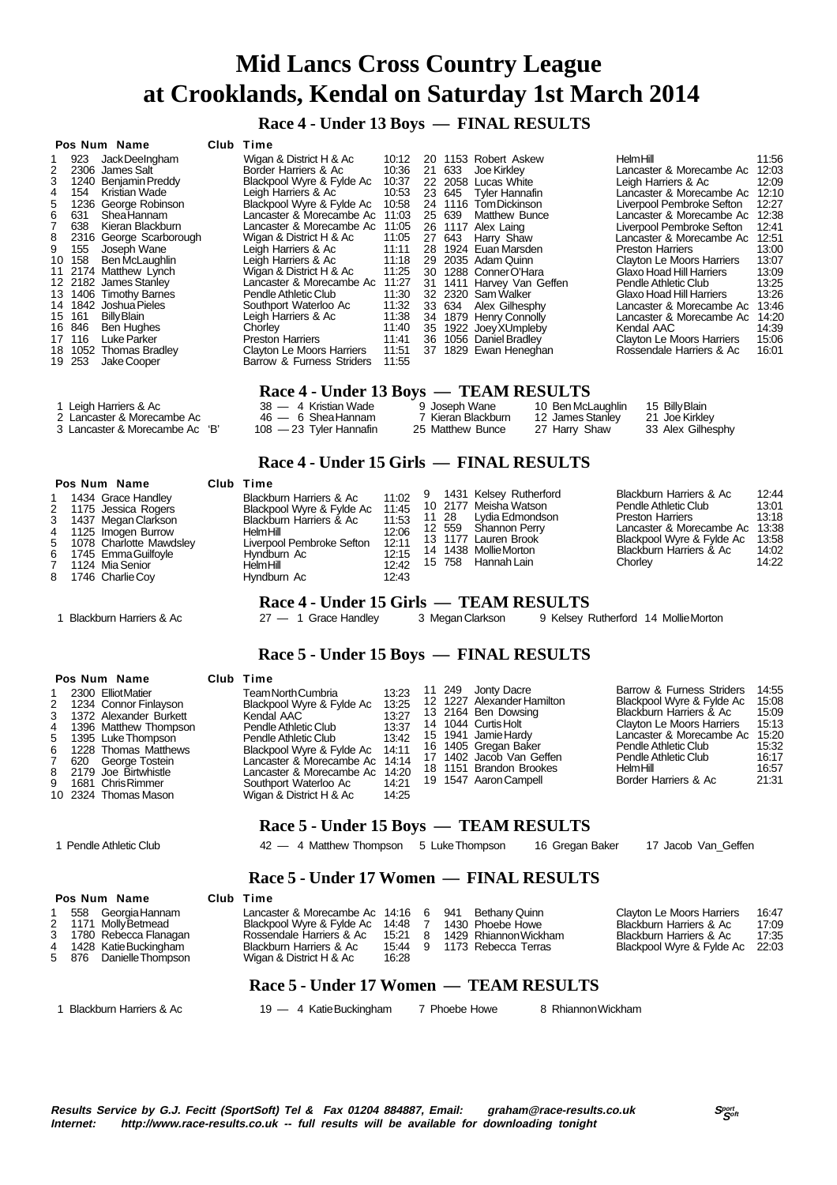# Mid Lancs Cross Country League
# at Crooklands, Kendal on Saturday 1st March 2014

## Race 4 - Under 13 Boys — FINAL RESULTS

| Pos | Num | Name | Club | Time |
|---|---|---|---|---|
| 1 | 923 | Jack DeeIngham | Wigan & District H & Ac | 10:12 |
| 2 | 2306 | James Salt | Border Harriers & Ac | 10:36 |
| 3 | 1240 | Benjamin Preddy | Blackpool Wyre & Fylde Ac | 10:37 |
| 4 | 154 | Kristian Wade | Leigh Harriers & Ac | 10:53 |
| 5 | 1236 | George Robinson | Blackpool Wyre & Fylde Ac | 10:58 |
| 6 | 631 | Shea Hannam | Lancaster & Morecambe Ac | 11:03 |
| 7 | 638 | Kieran Blackburn | Lancaster & Morecambe Ac | 11:05 |
| 8 | 2316 | George Scarborough | Wigan & District H & Ac | 11:05 |
| 9 | 155 | Joseph Wane | Leigh Harriers & Ac | 11:11 |
| 10 | 158 | Ben McLaughlin | Leigh Harriers & Ac | 11:18 |
| 11 | 2174 | Matthew Lynch | Wigan & District H & Ac | 11:25 |
| 12 | 2182 | James Stanley | Lancaster & Morecambe Ac | 11:27 |
| 13 | 1406 | Timothy Barnes | Pendle Athletic Club | 11:30 |
| 14 | 1842 | Joshua Pieles | Southport Waterloo Ac | 11:32 |
| 15 | 161 | Billy Blain | Leigh Harriers & Ac | 11:38 |
| 16 | 846 | Ben Hughes | Chorley | 11:40 |
| 17 | 116 | Luke Parker | Preston Harriers | 11:41 |
| 18 | 1052 | Thomas Bradley | Clayton Le Moors Harriers | 11:51 |
| 19 | 253 | Jake Cooper | Barrow & Furness Striders | 11:55 |
| 20 | 1153 | Robert Askew | Helm Hill | 11:56 |
| 21 | 633 | Joe Kirkley | Lancaster & Morecambe Ac | 12:03 |
| 22 | 2058 | Lucas White | Leigh Harriers & Ac | 12:09 |
| 23 | 645 | Tyler Hannafin | Lancaster & Morecambe Ac | 12:10 |
| 24 | 1116 | Tom Dickinson | Liverpool Pembroke Sefton | 12:27 |
| 25 | 639 | Matthew Bunce | Lancaster & Morecambe Ac | 12:38 |
| 26 | 1117 | Alex Laing | Liverpool Pembroke Sefton | 12:41 |
| 27 | 643 | Harry Shaw | Lancaster & Morecambe Ac | 12:51 |
| 28 | 1924 | Euan Marsden | Preston Harriers | 13:00 |
| 29 | 2035 | Adam Quinn | Clayton Le Moors Harriers | 13:07 |
| 30 | 1288 | Conner O'Hara | Glaxo Hoad Hill Harriers | 13:09 |
| 31 | 1411 | Harvey Van Geffen | Pendle Athletic Club | 13:25 |
| 32 | 2320 | Sam Walker | Glaxo Hoad Hill Harriers | 13:26 |
| 33 | 634 | Alex Gilhesphy | Lancaster & Morecambe Ac | 13:46 |
| 34 | 1879 | Henry Connolly | Lancaster & Morecambe Ac | 14:20 |
| 35 | 1922 | Joey XUmpleby | Kendal AAC | 14:39 |
| 36 | 1056 | Daniel Bradley | Clayton Le Moors Harriers | 15:06 |
| 37 | 1829 | Ewan Heneghan | Rossendale Harriers & Ac | 16:01 |

## Race 4 - Under 13 Boys — TEAM RESULTS

| | Team | Points | | | | |
|---|---|---|---|---|---|---|
| 1 | Leigh Harriers & Ac | 38 — 4 Kristian Wade | 9 Joseph Wane | 10 Ben McLaughlin | 15 Billy Blain |
| 2 | Lancaster & Morecambe Ac | 46 — 6 Shea Hannam | 7 Kieran Blackburn | 12 James Stanley | 21 Joe Kirkley |
| 3 | Lancaster & Morecambe Ac 'B' | 108 — 23 Tyler Hannafin | 25 Matthew Bunce | 27 Harry Shaw | 33 Alex Gilhesphy |

## Race 4 - Under 15 Girls — FINAL RESULTS

| Pos | Num | Name | Club | Time |
|---|---|---|---|---|
| 1 | 1434 | Grace Handley | Blackburn Harriers & Ac | 11:02 |
| 2 | 1175 | Jessica Rogers | Blackpool Wyre & Fylde Ac | 11:45 |
| 3 | 1437 | Megan Clarkson | Blackburn Harriers & Ac | 11:53 |
| 4 | 1125 | Imogen Burrow | Helm Hill | 12:06 |
| 5 | 1078 | Charlotte Mawdsley | Liverpool Pembroke Sefton | 12:11 |
| 6 | 1745 | Emma Guilfoyle | Hyndburn Ac | 12:15 |
| 7 | 1124 | Mia Senior | Helm Hill | 12:42 |
| 8 | 1746 | Charlie Coy | Hyndburn Ac | 12:43 |
| 9 | 1431 | Kelsey Rutherford | Blackburn Harriers & Ac | 12:44 |
| 10 | 2177 | Meisha Watson | Pendle Athletic Club | 13:01 |
| 11 | 28 | Lydia Edmondson | Preston Harriers | 13:18 |
| 12 | 559 | Shannon Perry | Lancaster & Morecambe Ac | 13:38 |
| 13 | 1177 | Lauren Brook | Blackpool Wyre & Fylde Ac | 13:58 |
| 14 | 1438 | Mollie Morton | Blackburn Harriers & Ac | 14:02 |
| 15 | 758 | Hannah Lain | Chorley | 14:22 |

## Race 4 - Under 15 Girls — TEAM RESULTS

1 Blackburn Harriers & Ac — 27 — 1 Grace Handley, 3 Megan Clarkson, 9 Kelsey Rutherford, 14 Mollie Morton

## Race 5 - Under 15 Boys — FINAL RESULTS

| Pos | Num | Name | Club | Time |
|---|---|---|---|---|
| 1 | 2300 | Elliot Matier | Team North Cumbria | 13:23 |
| 2 | 1234 | Connor Finlayson | Blackpool Wyre & Fylde Ac | 13:25 |
| 3 | 1372 | Alexander Burkett | Kendal AAC | 13:27 |
| 4 | 1396 | Matthew Thompson | Pendle Athletic Club | 13:37 |
| 5 | 1395 | Luke Thompson | Pendle Athletic Club | 13:42 |
| 6 | 1228 | Thomas Matthews | Blackpool Wyre & Fylde Ac | 14:11 |
| 7 | 620 | George Tostein | Lancaster & Morecambe Ac | 14:14 |
| 8 | 2179 | Joe Birtwhistle | Lancaster & Morecambe Ac | 14:20 |
| 9 | 1681 | Chris Rimmer | Southport Waterloo Ac | 14:21 |
| 10 | 2324 | Thomas Mason | Wigan & District H & Ac | 14:25 |
| 11 | 249 | Jonty Dacre | Barrow & Furness Striders | 14:55 |
| 12 | 1227 | Alexander Hamilton | Blackpool Wyre & Fylde Ac | 15:08 |
| 13 | 2164 | Ben Dowsing | Blackburn Harriers & Ac | 15:09 |
| 14 | 1044 | Curtis Holt | Clayton Le Moors Harriers | 15:13 |
| 15 | 1941 | Jamie Hardy | Lancaster & Morecambe Ac | 15:20 |
| 16 | 1405 | Gregan Baker | Pendle Athletic Club | 15:32 |
| 17 | 1402 | Jacob Van Geffen | Pendle Athletic Club | 16:17 |
| 18 | 1151 | Brandon Brookes | Helm Hill | 16:57 |
| 19 | 1547 | Aaron Campell | Border Harriers & Ac | 21:31 |

## Race 5 - Under 15 Boys — TEAM RESULTS

1 Pendle Athletic Club — 42 — 4 Matthew Thompson, 5 Luke Thompson, 16 Gregan Baker, 17 Jacob Van_Geffen

## Race 5 - Under 17 Women — FINAL RESULTS

| Pos | Num | Name | Club | Time |
|---|---|---|---|---|
| 1 | 558 | Georgia Hannam | Lancaster & Morecambe Ac | 14:16 |
| 2 | 1171 | Molly Betmead | Blackpool Wyre & Fylde Ac | 14:48 |
| 3 | 1780 | Rebecca Flanagan | Rossendale Harriers & Ac | 15:21 |
| 4 | 1428 | Katie Buckingham | Blackburn Harriers & Ac | 15:44 |
| 5 | 876 | Danielle Thompson | Wigan & District H & Ac | 16:28 |
| 6 | 941 | Bethany Quinn | Clayton Le Moors Harriers | 16:47 |
| 7 | 1430 | Phoebe Howe | Blackburn Harriers & Ac | 17:09 |
| 8 | 1429 | Rhiannon Wickham | Blackburn Harriers & Ac | 17:35 |
| 9 | 1173 | Rebecca Terras | Blackpool Wyre & Fylde Ac | 22:03 |

## Race 5 - Under 17 Women — TEAM RESULTS

1 Blackburn Harriers & Ac — 19 — 4 Katie Buckingham, 7 Phoebe Howe, 8 Rhiannon Wickham

*Results Service by G.J. Fecitt (SportSoft) Tel & Fax 01204 884887, Email: graham@race-results.co.uk*
*Internet: http://www.race-results.co.uk -- full results will be available for downloading tonight*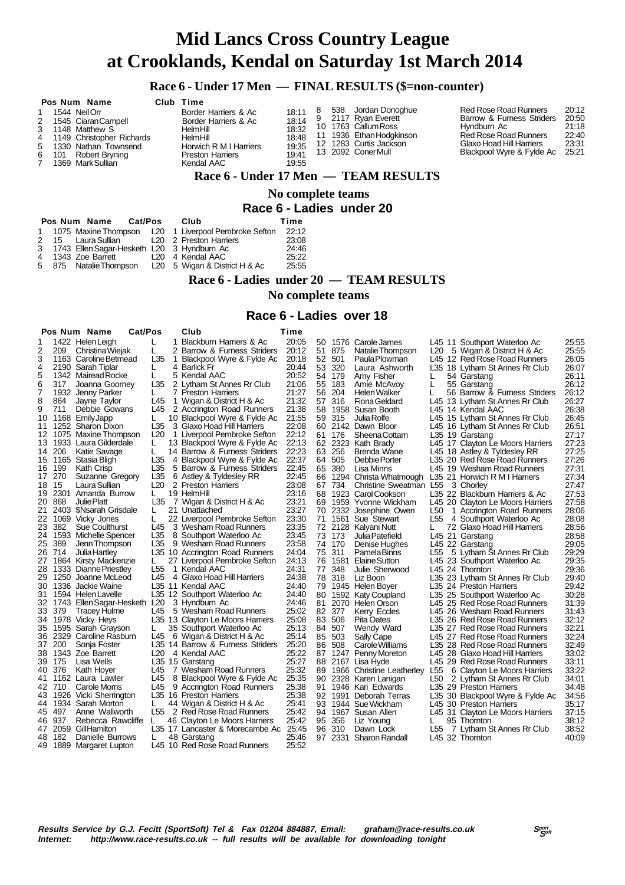# Mid Lancs Cross Country League
# at Crooklands, Kendal on Saturday 1st March 2014

## Race 6 - Under 17 Men — FINAL RESULTS ($=non-counter)

| Pos | Num | Name | Club | Time |
|---|---|---|---|---|
| 1 | 1544 | Neil Orr | Border Harriers & Ac | 18:11 |
| 2 | 1545 | Ciaran Campell | Border Harriers & Ac | 18:14 |
| 3 | 1148 | Matthew S | Helm Hill | 18:32 |
| 4 | 1149 | Christopher Richards | Helm Hill | 18:48 |
| 5 | 1330 | Nathan Townsend | Horwich R M I Harriers | 19:35 |
| 6 | 101 | Robert Bryning | Preston Harriers | 19:41 |
| 7 | 1369 | Mark Sullian | Kendal AAC | 19:55 |
| 8 | 538 | Jordan Donoghue | Red Rose Road Runners | 20:12 |
| 9 | 2117 | Ryan Everett | Barrow & Furness Striders | 20:50 |
| 10 | 1763 | Callum Ross | Hyndburn Ac | 21:18 |
| 11 | 1936 | Ethan Hodgkinson | Red Rose Road Runners | 22:40 |
| 12 | 1283 | Curtis Jackson | Glaxo Hoad Hill Harriers | 23:31 |
| 13 | 2092 | Coner Mull | Blackpool Wyre & Fylde Ac | 25:21 |

## Race 6 - Under 17 Men — TEAM RESULTS

**No complete teams**

## Race 6 - Ladies under 20

| Pos | Num | Name | Cat/Pos | | Club | Time |
|---|---|---|---|---|---|---|
| 1 | 1075 | Maxine Thompson | L20 | 1 | Liverpool Pembroke Sefton | 22:12 |
| 2 | 15 | Laura Sullian | L20 | 2 | Preston Harriers | 23:08 |
| 3 | 1743 | Ellen Sagar-Hesketh | L20 | 3 | Hyndburn Ac | 24:46 |
| 4 | 1343 | Zoe Barrett | L20 | 4 | Kendal AAC | 25:22 |
| 5 | 875 | Natalie Thompson | L20 | 5 | Wigan & District H & Ac | 25:55 |

## Race 6 - Ladies under 20 — TEAM RESULTS

**No complete teams**

## Race 6 - Ladies over 18

| Pos | Num | Name | Cat/Pos | | Club | Time |
|---|---|---|---|---|---|---|
| 1 | 1422 | Helen Leigh | L | 1 | Blackburn Harriers & Ac | 20:05 |
| 2 | 209 | Christina Wiejak | L | 2 | Barrow & Furness Striders | 20:12 |
| 3 | 1163 | Caroline Betmead | L35 | 1 | Blackpool Wyre & Fylde Ac | 20:18 |
| 4 | 2190 | Sarah Tiplar | L | 4 | Barlick Fr | 20:44 |
| 5 | 1342 | Mairead Rocke | L | 5 | Kendal AAC | 20:52 |
| 6 | 317 | Joanna Goorney | L35 | 2 | Lytham St Annes Rr Club | 21:06 |
| 7 | 1932 | Jenny Parker | L | 7 | Preston Harriers | 21:27 |
| 8 | 864 | Jayne Taylor | L45 | 1 | Wigan & District H & Ac | 21:32 |
| 9 | 711 | Debbie Gowans | L45 | 2 | Accrington Road Runners | 21:38 |
| 10 | 1168 | Emily Japp | L | 10 | Blackpool Wyre & Fylde Ac | 21:55 |
| 11 | 1252 | Sharon Dixon | L35 | 3 | Glaxo Hoad Hill Harriers | 22:08 |
| 12 | 1075 | Maxine Thompson | L20 | 1 | Liverpool Pembroke Sefton | 22:12 |
| 13 | 1933 | Laura Gilderdale | L | 13 | Blackpool Wyre & Fylde Ac | 22:13 |
| 14 | 206 | Katie Savage | L | 14 | Barrow & Furness Striders | 22:23 |
| 15 | 1165 | Stasia Bligh | L35 | 4 | Blackpool Wyre & Fylde Ac | 22:37 |
| 16 | 199 | Kath Crisp | L35 | 5 | Barrow & Furness Striders | 22:45 |
| 17 | 270 | Suzanne Gregory | L35 | 6 | Astley & Tyldesley RR | 22:45 |
| 18 | 15 | Laura Sullian | L20 | 2 | Preston Harriers | 23:08 |
| 19 | 2301 | Amanda Burrow | L | 19 | Helm Hill | 23:16 |
| 20 | 868 | Julie Platt | L35 | 7 | Wigan & District H & Ac | 23:21 |
| 21 | 2403 | $Nsarah Grisdale | L | 21 | Unattached | 23:27 |
| 22 | 1069 | Vicky Jones | L | 22 | Liverpool Pembroke Sefton | 23:30 |
| 23 | 382 | Sue Coulthurst | L45 | 3 | Wesham Road Runners | 23:35 |
| 24 | 1593 | Michelle Spencer | L35 | 8 | Southport Waterloo Ac | 23:45 |
| 25 | 389 | Jenn Thompson | L35 | 9 | Wesham Road Runners | 23:58 |
| 26 | 714 | Julia Hartley | L35 | 10 | Accrington Road Runners | 24:04 |
| 27 | 1864 | Kirsty Mackenzie | L | 27 | Liverpool Pembroke Sefton | 24:13 |
| 28 | 1333 | Dianne Priestley | L55 | 1 | Kendal AAC | 24:31 |
| 29 | 1250 | Joanne McLeod | L45 | 4 | Glaxo Hoad Hill Harriers | 24:38 |
| 30 | 1336 | Jackie Waine | L35 | 11 | Kendal AAC | 24:40 |
| 31 | 1594 | Helen Lavelle | L35 | 12 | Southport Waterloo Ac | 24:40 |
| 32 | 1743 | Ellen Sagar-Hesketh | L20 | 3 | Hyndburn Ac | 24:46 |
| 33 | 379 | Tracey Hulme | L45 | 5 | Wesham Road Runners | 25:02 |
| 34 | 1978 | Vicky Heys | L35 | 13 | Clayton Le Moors Harriers | 25:08 |
| 35 | 1595 | Sarah Grayson | L | 35 | Southport Waterloo Ac | 25:13 |
| 36 | 2329 | Caroline Rasburn | L45 | 6 | Wigan & District H & Ac | 25:14 |
| 37 | 200 | Sonja Foster | L35 | 14 | Barrow & Furness Striders | 25:20 |
| 38 | 1343 | Zoe Barrett | L20 | 4 | Kendal AAC | 25:22 |
| 39 | 175 | Lisa Wells | L35 | 15 | Garstang | 25:27 |
| 40 | 376 | Kath Hoyer | L45 | 7 | Wesham Road Runners | 25:32 |
| 41 | 1162 | Laura Lawler | L45 | 8 | Blackpool Wyre & Fylde Ac | 25:35 |
| 42 | 710 | Carole Morris | L45 | 9 | Accrington Road Runners | 25:38 |
| 43 | 1926 | Vicki Sherrington | L35 | 16 | Preston Harriers | 25:38 |
| 44 | 1934 | Sarah Morton | L | 44 | Wigan & District H & Ac | 25:41 |
| 45 | 497 | Anne Wallworth | L55 | 2 | Red Rose Road Runners | 25:42 |
| 46 | 937 | Rebecca Rawcliffe | L | 46 | Clayton Le Moors Harriers | 25:42 |
| 47 | 2059 | Gill Hamilton | L35 | 17 | Lancaster & Morecambe Ac | 25:45 |
| 48 | 182 | Danielle Burrows | L | 48 | Garstang | 25:46 |
| 49 | 1889 | Margaret Lupton | L45 | 10 | Red Rose Road Runners | 25:52 |
| 50 | 1576 | Carole James | L45 | 11 | Southport Waterloo Ac | 25:55 |
| 51 | 875 | Natalie Thompson | L20 | 5 | Wigan & District H & Ac | 25:55 |
| 52 | 501 | Paula Plowman | L45 | 12 | Red Rose Road Runners | 26:05 |
| 53 | 320 | Laura Ashworth | L35 | 18 | Lytham St Annes Rr Club | 26:07 |
| 54 | 179 | Amy Fisher | L | 54 | Garstang | 26:11 |
| 55 | 183 | Amie McAvoy | L | 55 | Garstang | 26:12 |
| 56 | 204 | Helen Walker | L | 56 | Barrow & Furness Striders | 26:12 |
| 57 | 316 | Fiona Geldard | L45 | 13 | Lytham St Annes Rr Club | 26:27 |
| 58 | 1958 | Susan Booth | L45 | 14 | Kendal AAC | 26:38 |
| 59 | 315 | Julia Rolfe | L45 | 15 | Lytham St Annes Rr Club | 26:45 |
| 60 | 2142 | Dawn Bloor | L45 | 16 | Lytham St Annes Rr Club | 26:51 |
| 61 | 176 | Sheena Cottam | L35 | 19 | Garstang | 27:17 |
| 62 | 2323 | Kath Brady | L45 | 17 | Clayton Le Moors Harriers | 27:23 |
| 63 | 256 | Brenda Wane | L45 | 18 | Astley & Tyldesley RR | 27:25 |
| 64 | 505 | Debbie Porter | L35 | 20 | Red Rose Road Runners | 27:26 |
| 65 | 380 | Lisa Minns | L45 | 19 | Wesham Road Runners | 27:31 |
| 66 | 1294 | Christa Whatmough | L35 | 21 | Horwich R M I Harriers | 27:34 |
| 67 | 734 | Christine Sweatman | L55 | 3 | Chorley | 27:47 |
| 68 | 1923 | Carol Cookson | L35 | 22 | Blackburn Harriers & Ac | 27:53 |
| 69 | 1959 | Yvonne Wickham | L45 | 20 | Clayton Le Moors Harriers | 27:58 |
| 70 | 2332 | Josephine Owen | L50 | 1 | Accrington Road Runners | 28:06 |
| 71 | 1561 | Sue Stewart | L55 | 4 | Southport Waterloo Ac | 28:08 |
| 72 | 2128 | Kalyani Nutt | L | 72 | Glaxo Hoad Hill Harriers | 28:56 |
| 73 | 173 | Julia Patefield | L45 | 21 | Garstang | 28:58 |
| 74 | 170 | Denise Hughes | L45 | 22 | Garstang | 29:05 |
| 75 | 311 | Pamela Binns | L55 | 5 | Lytham St Annes Rr Club | 29:29 |
| 76 | 1581 | Elaine Sutton | L45 | 23 | Southport Waterloo Ac | 29:35 |
| 77 | 348 | Julie Sherwood | L45 | 24 | Thornton | 29:36 |
| 78 | 318 | Liz Boon | L35 | 23 | Lytham St Annes Rr Club | 29:40 |
| 79 | 1945 | Helen Boyer | L35 | 24 | Preston Harriers | 29:42 |
| 80 | 1592 | Katy Coupland | L35 | 25 | Southport Waterloo Ac | 30:28 |
| 81 | 2070 | Helen Orson | L45 | 25 | Red Rose Road Runners | 31:39 |
| 82 | 377 | Kerry Eccles | L45 | 26 | Wesham Road Runners | 31:43 |
| 83 | 506 | Pita Oates | L35 | 26 | Red Rose Road Runners | 32:12 |
| 84 | 507 | Wendy Ward | L35 | 27 | Red Rose Road Runners | 32:21 |
| 85 | 503 | Sally Cape | L45 | 27 | Red Rose Road Runners | 32:24 |
| 86 | 508 | Carole Williams | L35 | 28 | Red Rose Road Runners | 32:49 |
| 87 | 1247 | Penny Moreton | L45 | 28 | Glaxo Hoad Hill Harriers | 33:02 |
| 88 | 2167 | Lisa Hyde | L45 | 29 | Red Rose Road Runners | 33:11 |
| 89 | 1966 | Christine Leatherley | L55 | 6 | Clayton Le Moors Harriers | 33:22 |
| 90 | 2328 | Karen Lanigan | L50 | 2 | Lytham St Annes Rr Club | 34:01 |
| 91 | 1946 | Kari Edwards | L35 | 29 | Preston Harriers | 34:48 |
| 92 | 1991 | Deborah Terras | L35 | 30 | Blackpool Wyre & Fylde Ac | 34:56 |
| 93 | 1944 | Sue Wickham | L45 | 30 | Preston Harriers | 35:17 |
| 94 | 1967 | Susan Allen | L45 | 31 | Clayton Le Moors Harriers | 37:15 |
| 95 | 356 | Liz Young | L | 95 | Thornton | 38:12 |
| 96 | 310 | Dawn Lock | L55 | 7 | Lytham St Annes Rr Club | 38:52 |
| 97 | 2331 | Sharon Randall | L45 | 32 | Thornton | 40:09 |

*Results Service by G.J. Fecitt (SportSoft) Tel & Fax 01204 884887, Email: graham@race-results.co.uk*
*Internet: http://www.race-results.co.uk -- full results will be available for downloading tonight*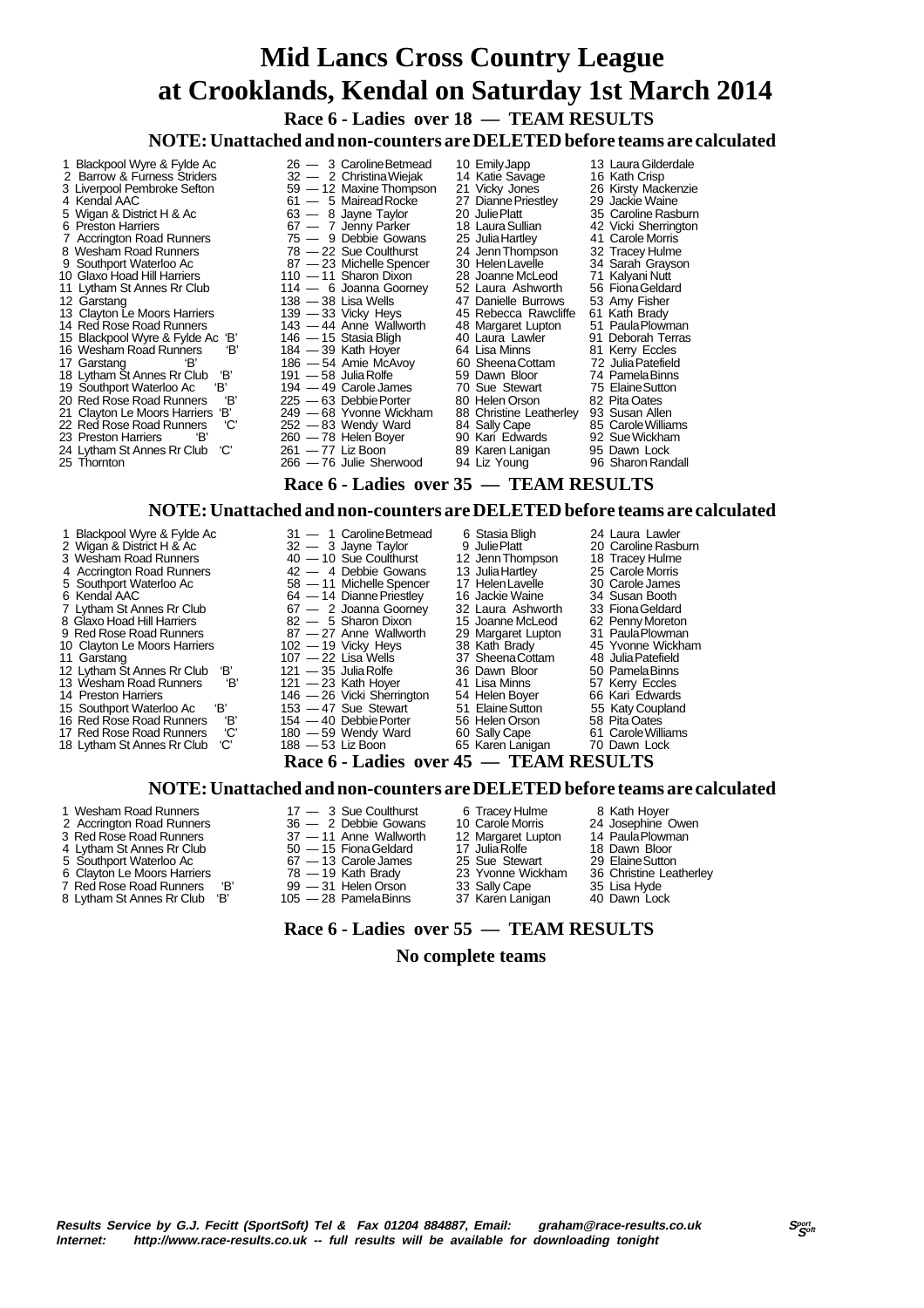# Mid Lancs Cross Country League
# at Crooklands, Kendal on Saturday 1st March 2014

## Race 6 - Ladies over 18 — TEAM RESULTS

**NOTE: Unattached and non-counters are DELETED before teams are calculated**

| Pos | Team | Pts | 1st | 2nd | 3rd |
|---|---|---|---|---|---|
| 1 | Blackpool Wyre & Fylde Ac | 26 | 3 Caroline Betmead | 10 Emily Japp | 13 Laura Gilderdale |
| 2 | Barrow & Furness Striders | 32 | 2 Christina Wiejak | 14 Katie Savage | 16 Kath Crisp |
| 3 | Liverpool Pembroke Sefton | 59 | 12 Maxine Thompson | 21 Vicky Jones | 26 Kirsty Mackenzie |
| 4 | Kendal AAC | 61 | 5 Mairead Rocke | 27 Dianne Priestley | 29 Jackie Waine |
| 5 | Wigan & District H & Ac | 63 | 8 Jayne Taylor | 20 Julie Platt | 35 Caroline Rasburn |
| 6 | Preston Harriers | 67 | 7 Jenny Parker | 18 Laura Sullian | 42 Vicki Sherrington |
| 7 | Accrington Road Runners | 75 | 9 Debbie Gowans | 25 Julia Hartley | 41 Carole Morris |
| 8 | Wesham Road Runners | 78 | 22 Sue Coulthurst | 24 Jenn Thompson | 32 Tracey Hulme |
| 9 | Southport Waterloo Ac | 87 | 23 Michelle Spencer | 30 Helen Lavelle | 34 Sarah Grayson |
| 10 | Glaxo Hoad Hill Harriers | 110 | 11 Sharon Dixon | 28 Joanne McLeod | 71 Kalyani Nutt |
| 11 | Lytham St Annes Rr Club | 114 | 6 Joanna Goorney | 52 Laura Ashworth | 56 Fiona Geldard |
| 12 | Garstang | 138 | 38 Lisa Wells | 47 Danielle Burrows | 53 Amy Fisher |
| 13 | Clayton Le Moors Harriers | 139 | 33 Vicky Heys | 45 Rebecca Rawcliffe | 61 Kath Brady |
| 14 | Red Rose Road Runners | 143 | 44 Anne Wallworth | 48 Margaret Lupton | 51 Paula Plowman |
| 15 | Blackpool Wyre & Fylde Ac 'B' | 146 | 15 Stasia Bligh | 40 Laura Lawler | 91 Deborah Terras |
| 16 | Wesham Road Runners 'B' | 184 | 39 Kath Hoyer | 64 Lisa Minns | 81 Kerry Eccles |
| 17 | Garstang 'B' | 186 | 54 Amie McAvoy | 60 Sheena Cottam | 72 Julia Patefield |
| 18 | Lytham St Annes Rr Club 'B' | 191 | 58 Julia Rolfe | 59 Dawn Bloor | 74 Pamela Binns |
| 19 | Southport Waterloo Ac 'B' | 194 | 49 Carole James | 70 Sue Stewart | 75 Elaine Sutton |
| 20 | Red Rose Road Runners 'B' | 225 | 63 Debbie Porter | 80 Helen Orson | 82 Pita Oates |
| 21 | Clayton Le Moors Harriers 'B' | 249 | 68 Yvonne Wickham | 88 Christine Leatherley | 93 Susan Allen |
| 22 | Red Rose Road Runners 'C' | 252 | 83 Wendy Ward | 84 Sally Cape | 85 Carole Williams |
| 23 | Preston Harriers 'B' | 260 | 78 Helen Boyer | 90 Kari Edwards | 92 Sue Wickham |
| 24 | Lytham St Annes Rr Club 'C' | 261 | 77 Liz Boon | 89 Karen Lanigan | 95 Dawn Lock |
| 25 | Thornton | 266 | 76 Julie Sherwood | 94 Liz Young | 96 Sharon Randall |

## Race 6 - Ladies over 35 — TEAM RESULTS

**NOTE: Unattached and non-counters are DELETED before teams are calculated**

| Pos | Team | Pts | 1st | 2nd | 3rd |
|---|---|---|---|---|---|
| 1 | Blackpool Wyre & Fylde Ac | 31 | 1 Caroline Betmead | 6 Stasia Bligh | 24 Laura Lawler |
| 2 | Wigan & District H & Ac | 32 | 3 Jayne Taylor | 9 Julie Platt | 20 Caroline Rasburn |
| 3 | Wesham Road Runners | 40 | 10 Sue Coulthurst | 12 Jenn Thompson | 18 Tracey Hulme |
| 4 | Accrington Road Runners | 42 | 4 Debbie Gowans | 13 Julia Hartley | 25 Carole Morris |
| 5 | Southport Waterloo Ac | 58 | 11 Michelle Spencer | 17 Helen Lavelle | 30 Carole James |
| 6 | Kendal AAC | 64 | 14 Dianne Priestley | 16 Jackie Waine | 34 Susan Booth |
| 7 | Lytham St Annes Rr Club | 67 | 2 Joanna Goorney | 32 Laura Ashworth | 33 Fiona Geldard |
| 8 | Glaxo Hoad Hill Harriers | 82 | 5 Sharon Dixon | 15 Joanne McLeod | 62 Penny Moreton |
| 9 | Red Rose Road Runners | 87 | 27 Anne Wallworth | 29 Margaret Lupton | 31 Paula Plowman |
| 10 | Clayton Le Moors Harriers | 102 | 19 Vicky Heys | 38 Kath Brady | 45 Yvonne Wickham |
| 11 | Garstang | 107 | 22 Lisa Wells | 37 Sheena Cottam | 48 Julia Patefield |
| 12 | Lytham St Annes Rr Club 'B' | 121 | 35 Julia Rolfe | 36 Dawn Bloor | 50 Pamela Binns |
| 13 | Wesham Road Runners 'B' | 121 | 23 Kath Hoyer | 41 Lisa Minns | 57 Kerry Eccles |
| 14 | Preston Harriers | 146 | 26 Vicki Sherrington | 54 Helen Boyer | 66 Kari Edwards |
| 15 | Southport Waterloo Ac 'B' | 153 | 47 Sue Stewart | 51 Elaine Sutton | 55 Katy Coupland |
| 16 | Red Rose Road Runners 'B' | 154 | 40 Debbie Porter | 56 Helen Orson | 58 Pita Oates |
| 17 | Red Rose Road Runners 'C' | 180 | 59 Wendy Ward | 60 Sally Cape | 61 Carole Williams |
| 18 | Lytham St Annes Rr Club 'C' | 188 | 53 Liz Boon | 65 Karen Lanigan | 70 Dawn Lock |

## Race 6 - Ladies over 45 — TEAM RESULTS

**NOTE: Unattached and non-counters are DELETED before teams are calculated**

| Pos | Team | Pts | 1st | 2nd | 3rd |
|---|---|---|---|---|---|
| 1 | Wesham Road Runners | 17 | 3 Sue Coulthurst | 6 Tracey Hulme | 8 Kath Hoyer |
| 2 | Accrington Road Runners | 36 | 2 Debbie Gowans | 10 Carole Morris | 24 Josephine Owen |
| 3 | Red Rose Road Runners | 37 | 11 Anne Wallworth | 12 Margaret Lupton | 14 Paula Plowman |
| 4 | Lytham St Annes Rr Club | 50 | 15 Fiona Geldard | 17 Julia Rolfe | 18 Dawn Bloor |
| 5 | Southport Waterloo Ac | 67 | 13 Carole James | 25 Sue Stewart | 29 Elaine Sutton |
| 6 | Clayton Le Moors Harriers | 78 | 19 Kath Brady | 23 Yvonne Wickham | 36 Christine Leatherley |
| 7 | Red Rose Road Runners 'B' | 99 | 31 Helen Orson | 33 Sally Cape | 35 Lisa Hyde |
| 8 | Lytham St Annes Rr Club 'B' | 105 | 28 Pamela Binns | 37 Karen Lanigan | 40 Dawn Lock |

## Race 6 - Ladies over 55 — TEAM RESULTS

**No complete teams**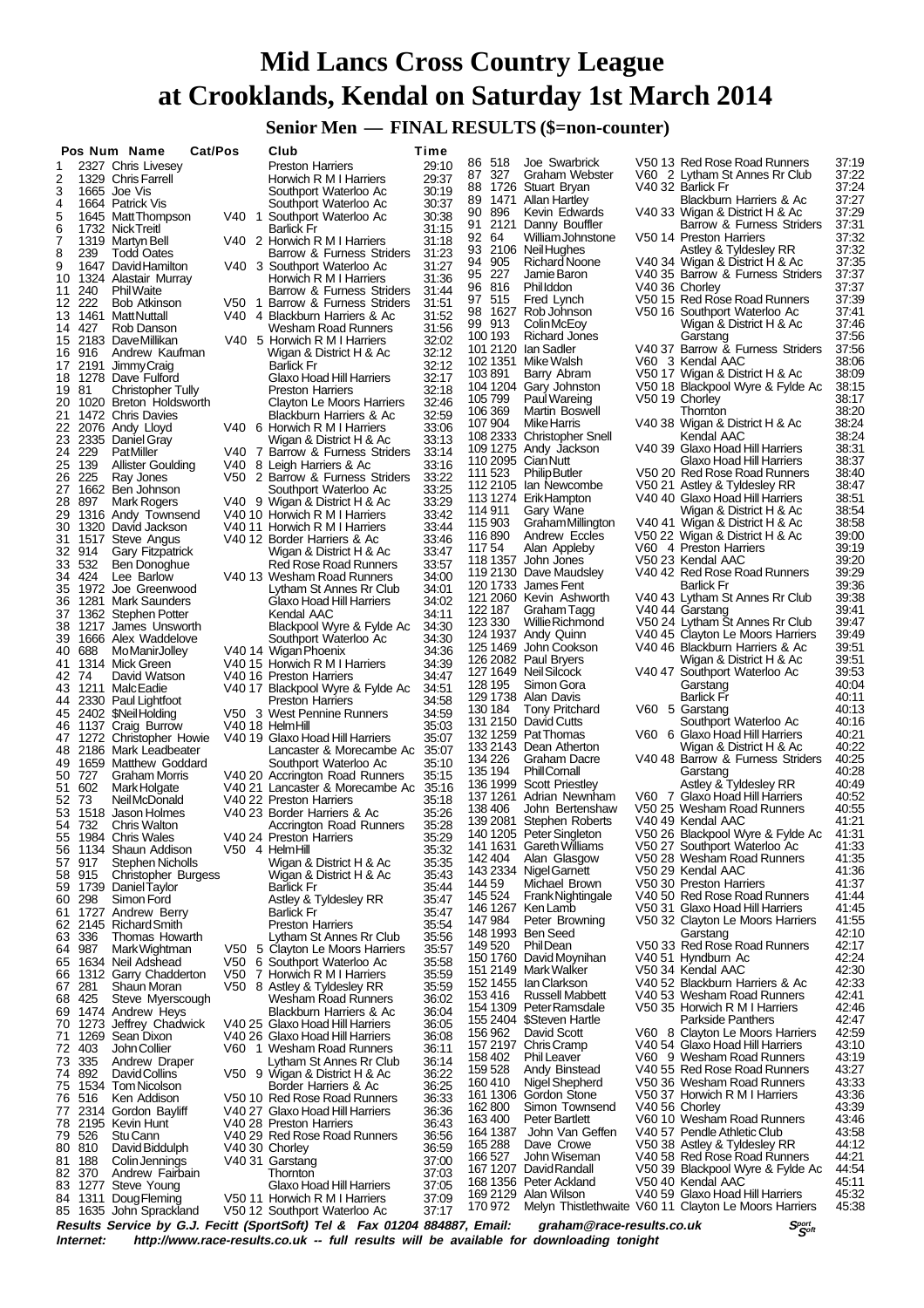# Mid Lancs Cross Country League at Crooklands, Kendal on Saturday 1st March 2014

## Senior Men — FINAL RESULTS ($=non-counter)

| Pos | Num | Name | Cat/Pos | Club | Time |
|---|---|---|---|---|---|
| 1 | 2327 | Chris Livesey | | Preston Harriers | 29:10 |
| 2 | 1329 | Chris Farrell | | Horwich R M I Harriers | 29:37 |
| 3 | 1665 | Joe Vis | | Southport Waterloo Ac | 30:19 |
| 4 | 1664 | Patrick Vis | | Southport Waterloo Ac | 30:37 |
| 5 | 1645 | Matt Thompson | V40 1 | Southport Waterloo Ac | 30:38 |
| 6 | 1732 | Nick Treitl | | Barlick Fr | 31:15 |
| 7 | 1319 | Martyn Bell | V40 2 | Horwich R M I Harriers | 31:18 |
| 8 | 239 | Todd Oates | | Barrow & Furness Striders | 31:23 |
| 9 | 1647 | David Hamilton | V40 3 | Southport Waterloo Ac | 31:27 |
| 10 | 1324 | Alastair Murray | | Horwich R M I Harriers | 31:36 |
| 11 | 240 | Phil Waite | | Barrow & Furness Striders | 31:44 |
| 12 | 222 | Bob Atkinson | V50 1 | Barrow & Furness Striders | 31:51 |
| 13 | 1461 | Matt Nuttall | V40 4 | Blackburn Harriers & Ac | 31:52 |
| 14 | 427 | Rob Danson | | Wesham Road Runners | 31:56 |
| 15 | 2183 | Dave Millikan | V40 5 | Horwich R M I Harriers | 32:02 |
| 16 | 916 | Andrew Kaufman | | Wigan & District H & Ac | 32:12 |
| 17 | 2191 | Jimmy Craig | | Barlick Fr | 32:12 |
| 18 | 1278 | Dave Fulford | | Glaxo Hoad Hill Harriers | 32:17 |
| 19 | 81 | Christopher Tully | | Preston Harriers | 32:18 |
| 20 | 1020 | Breton Holdsworth | | Clayton Le Moors Harriers | 32:46 |
| 21 | 1472 | Chris Davies | | Blackburn Harriers & Ac | 32:59 |
| 22 | 2076 | Andy Lloyd | V40 6 | Horwich R M I Harriers | 33:06 |
| 23 | 2335 | Daniel Gray | | Wigan & District H & Ac | 33:13 |
| 24 | 229 | Pat Miller | V40 7 | Barrow & Furness Striders | 33:14 |
| 25 | 139 | Allister Goulding | V40 8 | Leigh Harriers & Ac | 33:16 |
| 26 | 225 | Ray Jones | V50 2 | Barrow & Furness Striders | 33:22 |
| 27 | 1662 | Ben Johnson | | Southport Waterloo Ac | 33:25 |
| 28 | 897 | Mark Rogers | V40 9 | Wigan & District H & Ac | 33:29 |
| 29 | 1316 | Andy Townsend | V40 10 | Horwich R M I Harriers | 33:42 |
| 30 | 1320 | David Jackson | V40 11 | Horwich R M I Harriers | 33:44 |
| 31 | 1517 | Steve Angus | V40 12 | Border Harriers & Ac | 33:46 |
| 32 | 914 | Gary Fitzpatrick | | Wigan & District H & Ac | 33:47 |
| 33 | 532 | Ben Donoghue | | Red Rose Road Runners | 33:57 |
| 34 | 424 | Lee Barlow | V40 13 | Wesham Road Runners | 34:00 |
| 35 | 1972 | Joe Greenwood | | Lytham St Annes Rr Club | 34:01 |
| 36 | 1281 | Mark Saunders | | Glaxo Hoad Hill Harriers | 34:02 |
| 37 | 1362 | Stephen Potter | | Kendal AAC | 34:11 |
| 38 | 1217 | James Unsworth | | Blackpool Wyre & Fylde Ac | 34:30 |
| 39 | 1666 | Alex Waddelove | | Southport Waterloo Ac | 34:30 |
| 40 | 688 | Mo Manir Jolley | V40 14 | Wigan Phoenix | 34:36 |
| 41 | 1314 | Mick Green | V40 15 | Horwich R M I Harriers | 34:39 |
| 42 | 74 | David Watson | V40 16 | Preston Harriers | 34:47 |
| 43 | 1211 | Malc Eadie | V40 17 | Blackpool Wyre & Fylde Ac | 34:51 |
| 44 | 2330 | Paul Lightfoot | | Preston Harriers | 34:58 |
| 45 | 2402 | $Neil Holding | V50 3 | West Pennine Runners | 34:59 |
| 46 | 1137 | Craig Burrow | V40 18 | Helm Hill | 35:03 |
| 47 | 1272 | Christopher Howie | V40 19 | Glaxo Hoad Hill Harriers | 35:07 |
| 48 | 2186 | Mark Leadbeater | | Lancaster & Morecambe Ac | 35:07 |
| 49 | 1659 | Matthew Goddard | | Southport Waterloo Ac | 35:10 |
| 50 | 727 | Graham Morris | V40 20 | Accrington Road Runners | 35:15 |
| 51 | 602 | Mark Holgate | V40 21 | Lancaster & Morecambe Ac | 35:16 |
| 52 | 73 | Neil McDonald | V40 22 | Preston Harriers | 35:18 |
| 53 | 1518 | Jason Holmes | V40 23 | Border Harriers & Ac | 35:26 |
| 54 | 732 | Chris Walton | | Accrington Road Runners | 35:28 |
| 55 | 1984 | Chris Wales | V40 24 | Preston Harriers | 35:29 |
| 56 | 1134 | Shaun Addison | V50 4 | Helm Hill | 35:32 |
| 57 | 917 | Stephen Nicholls | | Wigan & District H & Ac | 35:35 |
| 58 | 915 | Christopher Burgess | | Wigan & District H & Ac | 35:43 |
| 59 | 1739 | Daniel Taylor | | Barlick Fr | 35:44 |
| 60 | 298 | Simon Ford | | Astley & Tyldesley RR | 35:47 |
| 61 | 1727 | Andrew Berry | | Barlick Fr | 35:47 |
| 62 | 2145 | Richard Smith | | Preston Harriers | 35:54 |
| 63 | 336 | Thomas Howarth | | Lytham St Annes Rr Club | 35:56 |
| 64 | 987 | Mark Wightman | V50 5 | Clayton Le Moors Harriers | 35:57 |
| 65 | 1634 | Neil Adshead | V50 6 | Southport Waterloo Ac | 35:58 |
| 66 | 1312 | Garry Chadderton | V50 7 | Horwich R M I Harriers | 35:59 |
| 67 | 281 | Shaun Moran | V50 8 | Astley & Tyldesley RR | 35:59 |
| 68 | 425 | Steve Myerscough | | Wesham Road Runners | 36:02 |
| 69 | 1474 | Andrew Heys | | Blackburn Harriers & Ac | 36:04 |
| 70 | 1273 | Jeffrey Chadwick | V40 25 | Glaxo Hoad Hill Harriers | 36:05 |
| 71 | 1269 | Sean Dixon | V40 26 | Glaxo Hoad Hill Harriers | 36:08 |
| 72 | 403 | John Collier | V60 1 | Wesham Road Runners | 36:11 |
| 73 | 335 | Andrew Draper | | Lytham St Annes Rr Club | 36:14 |
| 74 | 892 | David Collins | V50 9 | Wigan & District H & Ac | 36:22 |
| 75 | 1534 | Tom Nicolson | | Border Harriers & Ac | 36:25 |
| 76 | 516 | Ken Addison | V50 10 | Red Rose Road Runners | 36:33 |
| 77 | 2314 | Gordon Bayliff | V40 27 | Glaxo Hoad Hill Harriers | 36:36 |
| 78 | 2195 | Kevin Hunt | V40 28 | Preston Harriers | 36:43 |
| 79 | 526 | Stu Cann | V40 29 | Red Rose Road Runners | 36:56 |
| 80 | 810 | David Biddulph | V40 30 | Chorley | 36:59 |
| 81 | 188 | Colin Jennings | V40 31 | Garstang | 37:00 |
| 82 | 370 | Andrew Fairbain | | Thornton | 37:03 |
| 83 | 1277 | Steve Young | | Glaxo Hoad Hill Harriers | 37:05 |
| 84 | 1311 | Doug Fleming | V50 11 | Horwich R M I Harriers | 37:09 |
| 85 | 1635 | John Sprackland | V50 12 | Southport Waterloo Ac | 37:17 |
| 86 | 518 | Joe Swarbrick | V50 13 | Red Rose Road Runners | 37:19 |
| 87 | 327 | Graham Webster | V60 2 | Lytham St Annes Rr Club | 37:22 |
| 88 | 1726 | Stuart Bryan | V40 32 | Barlick Fr | 37:24 |
| 89 | 1471 | Allan Hartley | | Blackburn Harriers & Ac | 37:27 |
| 90 | 896 | Kevin Edwards | V40 33 | Wigan & District H & Ac | 37:29 |
| 91 | 2121 | Danny Bouffler | | Barrow & Furness Striders | 37:31 |
| 92 | 64 | William Johnstone | V50 14 | Preston Harriers | 37:32 |
| 93 | 2106 | Neil Hughes | | Astley & Tyldesley RR | 37:32 |
| 94 | 905 | Richard Noone | V40 34 | Wigan & District H & Ac | 37:35 |
| 95 | 227 | Jamie Baron | V40 35 | Barrow & Furness Striders | 37:37 |
| 96 | 816 | Phil Iddon | V40 36 | Chorley | 37:37 |
| 97 | 515 | Fred Lynch | V50 15 | Red Rose Road Runners | 37:39 |
| 98 | 1627 | Rob Johnson | V50 16 | Southport Waterloo Ac | 37:41 |
| 99 | 913 | Colin McEoy | | Wigan & District H & Ac | 37:46 |
| 100 | 193 | Richard Jones | | Garstang | 37:56 |
| 101 | 2120 | Ian Sadler | V40 37 | Barrow & Furness Striders | 37:56 |
| 102 | 1351 | Mike Walsh | V60 3 | Kendal AAC | 38:06 |
| 103 | 891 | Barry Abram | V50 17 | Wigan & District H & Ac | 38:09 |
| 104 | 1204 | Gary Johnston | V50 18 | Blackpool Wyre & Fylde Ac | 38:15 |
| 105 | 799 | Paul Wareing | V50 19 | Chorley | 38:17 |
| 106 | 369 | Martin Boswell | | Thornton | 38:20 |
| 107 | 904 | Mike Harris | V40 38 | Wigan & District H & Ac | 38:24 |
| 108 | 2333 | Christopher Snell | | Kendal AAC | 38:24 |
| 109 | 1275 | Andy Jackson | V40 39 | Glaxo Hoad Hill Harriers | 38:31 |
| 110 | 2095 | Cian Nutt | | Glaxo Hoad Hill Harriers | 38:37 |
| 111 | 523 | Philip Butler | V50 20 | Red Rose Road Runners | 38:40 |
| 112 | 2105 | Ian Newcombe | V50 21 | Astley & Tyldesley RR | 38:47 |
| 113 | 1274 | Erik Hampton | V40 40 | Glaxo Hoad Hill Harriers | 38:51 |
| 114 | 911 | Gary Wane | | Wigan & District H & Ac | 38:54 |
| 115 | 903 | Graham Millington | V40 41 | Wigan & District H & Ac | 38:58 |
| 116 | 890 | Andrew Eccles | V50 22 | Wigan & District H & Ac | 39:00 |
| 117 | 54 | Alan Appleby | V60 4 | Preston Harriers | 39:19 |
| 118 | 1357 | John Jones | V50 23 | Kendal AAC | 39:20 |
| 119 | 2130 | Dave Maudsley | V40 42 | Red Rose Road Runners | 39:29 |
| 120 | 1733 | James Fent | | Barlick Fr | 39:36 |
| 121 | 2060 | Kevin Ashworth | V40 43 | Lytham St Annes Rr Club | 39:38 |
| 122 | 187 | Graham Tagg | V40 44 | Garstang | 39:41 |
| 123 | 330 | Willie Richmond | V50 24 | Lytham St Annes Rr Club | 39:47 |
| 124 | 1937 | Andy Quinn | V40 45 | Clayton Le Moors Harriers | 39:49 |
| 125 | 1469 | John Cookson | V40 46 | Blackburn Harriers & Ac | 39:51 |
| 126 | 2082 | Paul Bryers | | Wigan & District H & Ac | 39:51 |
| 127 | 1649 | Neil Silcock | V40 47 | Southport Waterloo Ac | 39:53 |
| 128 | 195 | Simon Gora | | Garstang | 40:04 |
| 129 | 1738 | Alan Davis | | Barlick Fr | 40:11 |
| 130 | 184 | Tony Pritchard | V60 5 | Garstang | 40:13 |
| 131 | 2150 | David Cutts | | Southport Waterloo Ac | 40:16 |
| 132 | 1259 | Pat Thomas | V60 6 | Glaxo Hoad Hill Harriers | 40:21 |
| 133 | 2143 | Dean Atherton | | Wigan & District H & Ac | 40:22 |
| 134 | 226 | Graham Dacre | V40 48 | Barrow & Furness Striders | 40:25 |
| 135 | 194 | Phill Cornall | | Garstang | 40:28 |
| 136 | 1999 | Scott Priestley | | Astley & Tyldesley RR | 40:49 |
| 137 | 1261 | Adrian Newnham | V60 7 | Glaxo Hoad Hill Harriers | 40:52 |
| 138 | 406 | John Bertenshaw | V50 25 | Wesham Road Runners | 40:55 |
| 139 | 2081 | Stephen Roberts | V40 49 | Kendal AAC | 41:21 |
| 140 | 1205 | Peter Singleton | V50 26 | Blackpool Wyre & Fylde Ac | 41:31 |
| 141 | 1631 | Gareth Williams | V50 27 | Southport Waterloo Ac | 41:33 |
| 142 | 404 | Alan Glasgow | V50 28 | Wesham Road Runners | 41:35 |
| 143 | 2334 | Nigel Garnett | V50 29 | Kendal AAC | 41:36 |
| 144 | 59 | Michael Brown | V50 30 | Preston Harriers | 41:37 |
| 145 | 524 | Frank Nightingale | V40 50 | Red Rose Road Runners | 41:44 |
| 146 | 1267 | Ken Lamb | V50 31 | Glaxo Hoad Hill Harriers | 41:45 |
| 147 | 984 | Peter Browning | V50 32 | Clayton Le Moors Harriers | 41:55 |
| 148 | 1993 | Ben Seed | | Garstang | 42:10 |
| 149 | 520 | Phil Dean | V50 33 | Red Rose Road Runners | 42:17 |
| 150 | 1760 | David Moynihan | V40 51 | Hyndburn Ac | 42:24 |
| 151 | 2149 | Mark Walker | V50 34 | Kendal AAC | 42:30 |
| 152 | 1455 | Ian Clarkson | V40 52 | Blackburn Harriers & Ac | 42:33 |
| 153 | 416 | Russell Mabbett | V40 53 | Wesham Road Runners | 42:41 |
| 154 | 1309 | Peter Ramsdale | V50 35 | Horwich R M I Harriers | 42:46 |
| 155 | 2404 | $Steven Hartle | | Parkside Panthers | 42:47 |
| 156 | 962 | David Scott | V60 8 | Clayton Le Moors Harriers | 42:59 |
| 157 | 2197 | Chris Cramp | V40 54 | Glaxo Hoad Hill Harriers | 43:10 |
| 158 | 402 | Phil Leaver | V60 9 | Wesham Road Runners | 43:19 |
| 159 | 528 | Andy Binstead | V40 55 | Red Rose Road Runners | 43:27 |
| 160 | 410 | Nigel Shepherd | V50 36 | Wesham Road Runners | 43:33 |
| 161 | 1306 | Gordon Stone | V50 37 | Horwich R M I Harriers | 43:36 |
| 162 | 800 | Simon Townsend | V40 56 | Chorley | 43:39 |
| 163 | 400 | Peter Bartlett | V60 10 | Wesham Road Runners | 43:46 |
| 164 | 1387 | John Van Geffen | V40 57 | Pendle Athletic Club | 43:58 |
| 165 | 288 | Dave Crowe | V50 38 | Astley & Tyldesley RR | 44:12 |
| 166 | 527 | John Wiseman | V40 58 | Red Rose Road Runners | 44:21 |
| 167 | 1207 | David Randall | V50 39 | Blackpool Wyre & Fylde Ac | 44:54 |
| 168 | 1356 | Peter Ackland | V50 40 | Kendal AAC | 45:11 |
| 169 | 2129 | Alan Wilson | V40 59 | Glaxo Hoad Hill Harriers | 45:32 |
| 170 | 972 | Melyn Thistlethwaite | V60 11 | Clayton Le Moors Harriers | 45:38 |

*Results Service by G.J. Fecitt (SportSoft) Tel & Fax 01204 884887, Email: graham@race-results.co.uk*

*Internet: http://www.race-results.co.uk -- full results will be available for downloading tonight*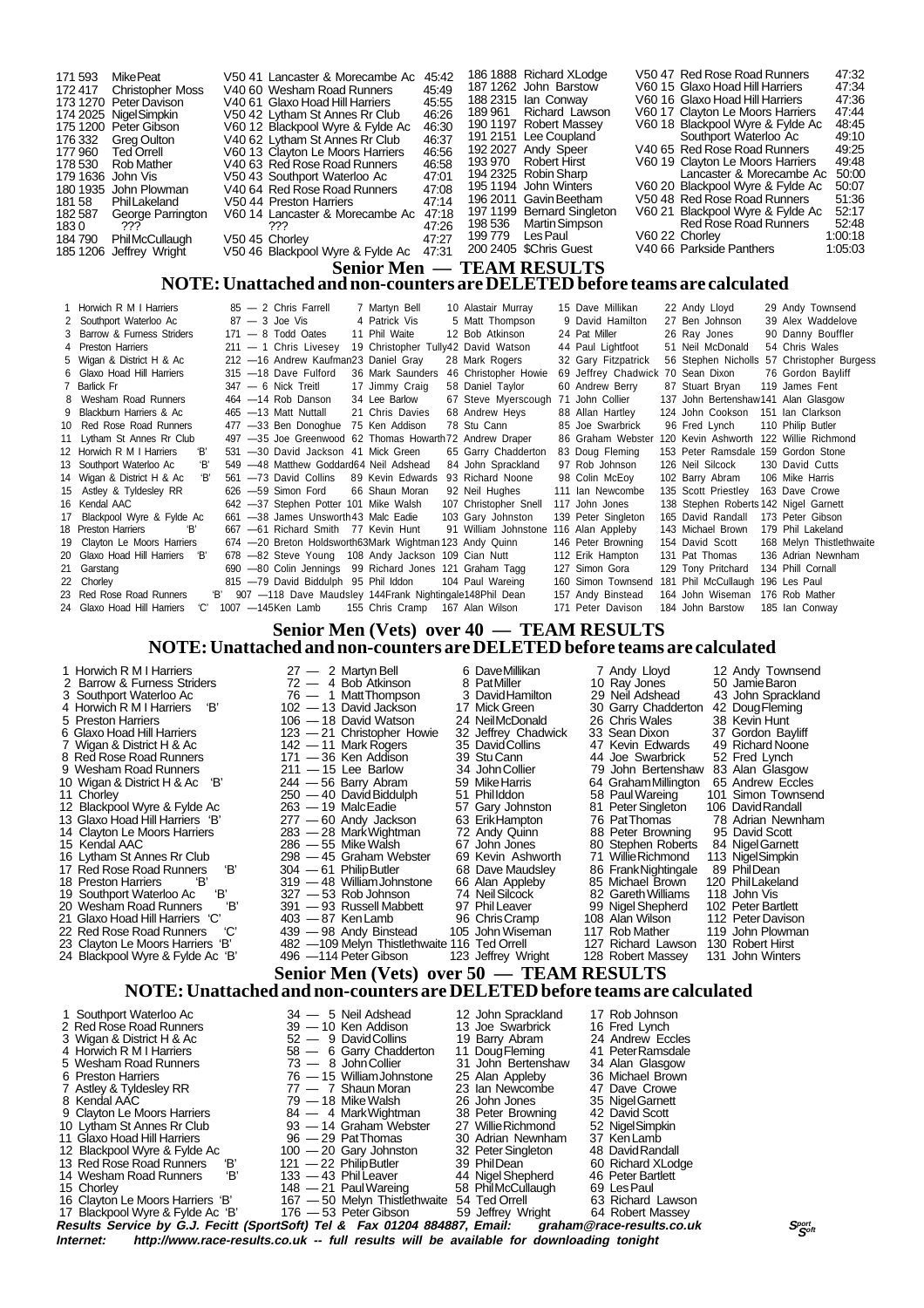| Pos | No | Name | Cat | Club | Time |
|---|---|---|---|---|---|
| 171 | 593 | Mike Peat | V50 41 | Lancaster & Morecambe Ac | 45:42 |
| 172 | 417 | Christopher Moss | V40 60 | Wesham Road Runners | 45:49 |
| 173 | 1270 | Peter Davison | V40 61 | Glaxo Hoad Hill Harriers | 45:55 |
| 174 | 2025 | Nigel Simpkin | V50 42 | Lytham St Annes Rr Club | 46:26 |
| 175 | 1200 | Peter Gibson | V60 12 | Blackpool Wyre & Fylde Ac | 46:30 |
| 176 | 332 | Greg Oulton | V40 62 | Lytham St Annes Rr Club | 46:37 |
| 177 | 960 | Ted Orrell | V60 13 | Clayton Le Moors Harriers | 46:56 |
| 178 | 530 | Rob Mather | V40 63 | Red Rose Road Runners | 46:58 |
| 179 | 1636 | John Vis | V50 43 | Southport Waterloo Ac | 47:01 |
| 180 | 1935 | John Plowman | V40 64 | Red Rose Road Runners | 47:08 |
| 181 | 58 | Phil Lakeland | V50 44 | Preston Harriers | 47:14 |
| 182 | 587 | George Parrington | V60 14 | Lancaster & Morecambe Ac | 47:18 |
| 183 | 0 | ??? | | ??? | 47:26 |
| 184 | 790 | Phil McCullaugh | V50 45 | Chorley | 47:27 |
| 185 | 1206 | Jeffrey Wright | V50 46 | Blackpool Wyre & Fylde Ac | 47:31 |
| 186 | 1888 | Richard XLodge | V50 47 | Red Rose Road Runners | 47:32 |
| 187 | 1262 | John Barstow | V60 15 | Glaxo Hoad Hill Harriers | 47:34 |
| 188 | 2315 | Ian Conway | V60 16 | Glaxo Hoad Hill Harriers | 47:36 |
| 189 | 961 | Richard Lawson | V60 17 | Clayton Le Moors Harriers | 47:44 |
| 190 | 1197 | Robert Massey | V60 18 | Blackpool Wyre & Fylde Ac | 48:45 |
| 191 | 2151 | Lee Coupland | | Southport Waterloo Ac | 49:10 |
| 192 | 2027 | Andy Speer | V40 65 | Red Rose Road Runners | 49:25 |
| 193 | 970 | Robert Hirst | V60 19 | Clayton Le Moors Harriers | 49:48 |
| 194 | 2325 | Robin Sharp | | Lancaster & Morecambe Ac | 50:00 |
| 195 | 1194 | John Winters | V60 20 | Blackpool Wyre & Fylde Ac | 50:07 |
| 196 | 2011 | Gavin Beetham | V50 48 | Red Rose Road Runners | 51:36 |
| 197 | 1199 | Bernard Singleton | V60 21 | Blackpool Wyre & Fylde Ac | 52:17 |
| 198 | 536 | Martin Simpson | | Red Rose Road Runners | 52:48 |
| 199 | 779 | Les Paul | V60 22 | Chorley | 1:00:18 |
| 200 | 2405 | $Chris Guest | V40 66 | Parkside Panthers | 1:05:03 |

## Senior Men — TEAM RESULTS

### NOTE: Unattached and non-counters are DELETED before teams are calculated

| Pos | Team | Pts | 1 | 2 | 3 | 4 | 5 | 6 |
|---|---|---|---|---|---|---|---|---|
| 1 | Horwich R M I Harriers | 85 | 2 Chris Farrell | 7 Martyn Bell | 10 Alastair Murray | 15 Dave Millikan | 22 Andy Lloyd | 29 Andy Townsend |
| 2 | Southport Waterloo Ac | 87 | 3 Joe Vis | 4 Patrick Vis | 5 Matt Thompson | 9 David Hamilton | 27 Ben Johnson | 39 Alex Waddelove |
| 3 | Barrow & Furness Striders | 171 | 8 Todd Oates | 11 Phil Waite | 12 Bob Atkinson | 24 Pat Miller | 26 Ray Jones | 90 Danny Bouffler |
| 4 | Preston Harriers | 211 | 1 Chris Livesey | 19 Christopher Tully | 42 David Watson | 44 Paul Lightfoot | 51 Neil McDonald | 54 Chris Wales |
| 5 | Wigan & District H & Ac | 212 | 16 Andrew Kaufman | 23 Daniel Gray | 28 Mark Rogers | 32 Gary Fitzpatrick | 56 Stephen Nicholls | 57 Christopher Burgess |
| 6 | Glaxo Hoad Hill Harriers | 315 | 18 Dave Fulford | 36 Mark Saunders | 46 Christopher Howie | 69 Jeffrey Chadwick | 70 Sean Dixon | 76 Gordon Bayliff |
| 7 | Barlick Fr | 347 | 6 Nick Treitl | 17 Jimmy Craig | 58 Daniel Taylor | 60 Andrew Berry | 87 Stuart Bryan | 119 James Fent |
| 8 | Wesham Road Runners | 464 | 14 Rob Danson | 34 Lee Barlow | 67 Steve Myerscough | 71 John Collier | 137 John Bertenshaw | 141 Alan Glasgow |
| 9 | Blackburn Harriers & Ac | 465 | 13 Matt Nuttall | 21 Chris Davies | 68 Andrew Heys | 88 Allan Hartley | 124 John Cookson | 151 Ian Clarkson |
| 10 | Red Rose Road Runners | 477 | 33 Ben Donoghue | 75 Ken Addison | 78 Stu Cann | 85 Joe Swarbrick | 96 Fred Lynch | 110 Philip Butler |
| 11 | Lytham St Annes Rr Club | 497 | 35 Joe Greenwood | 62 Thomas Howarth | 72 Andrew Draper | 86 Graham Webster | 120 Kevin Ashworth | 122 Willie Richmond |
| 12 | Horwich R M I Harriers 'B' | 531 | 30 David Jackson | 41 Mick Green | 65 Garry Chadderton | 83 Doug Fleming | 153 Peter Ramsdale | 159 Gordon Stone |
| 13 | Southport Waterloo Ac 'B' | 549 | 48 Matthew Goddard | 64 Neil Adshead | 84 John Sprackland | 97 Rob Johnson | 126 Neil Silcock | 130 David Cutts |
| 14 | Wigan & District H & Ac 'B' | 561 | 73 David Collins | 89 Kevin Edwards | 93 Richard Noone | 98 Colin McEoy | 102 Barry Abram | 106 Mike Harris |
| 15 | Astley & Tyldesley RR | 626 | 59 Simon Ford | 66 Shaun Moran | 92 Neil Hughes | 111 Ian Newcombe | 135 Scott Priestley | 163 Dave Crowe |
| 16 | Kendal AAC | 642 | 37 Stephen Potter | 101 Mike Walsh | 107 Christopher Snell | 117 John Jones | 138 Stephen Roberts | 142 Nigel Garnett |
| 17 | Blackpool Wyre & Fylde Ac | 661 | 38 James Unsworth | 43 Malc Eadie | 103 Gary Johnston | 139 Peter Singleton | 165 David Randall | 173 Peter Gibson |
| 18 | Preston Harriers 'B' | 667 | 61 Richard Smith | 77 Kevin Hunt | 91 William Johnstone | 116 Alan Appleby | 143 Michael Brown | 179 Phil Lakeland |
| 19 | Clayton Le Moors Harriers | 674 | 20 Brian Holdsworth | 63 Mark Wightman | 123 Andy Quinn | 146 Peter Browning | 154 David Scott | 168 Melyn Thistlethwaite |
| 20 | Glaxo Hoad Hill Harriers 'B' | 678 | 82 Steve Young | 108 Andy Jackson | 109 Cian Nutt | 112 Erik Hampton | 131 Pat Thomas | 136 Adrian Newnham |
| 21 | Garstang | 690 | 80 Colin Jennings | 99 Richard Jones | 121 Graham Tagg | 127 Simon Gora | 129 Tony Pritchard | 134 Phill Cornall |
| 22 | Chorley | 815 | 79 David Biddulph | 95 Phil Iddon | 104 Paul Wareing | 160 Simon Townsend | 181 Phil McCullaugh | 196 Les Paul |
| 23 | Red Rose Road Runners 'B' | 907 | 118 Dave Maudsley | 144 Frank Nightingale | 148 Phil Dean | 157 Andy Binstead | 164 John Wiseman | 176 Rob Mather |
| 24 | Glaxo Hoad Hill Harriers 'C' | 1007 | 145 Ken Lamb | 155 Chris Cramp | 167 Alan Wilson | 171 Peter Davison | 184 John Barstow | 185 Ian Conway |

## Senior Men (Vets) over 40 — TEAM RESULTS

### NOTE: Unattached and non-counters are DELETED before teams are calculated

| Pos | Team | Pts | 1 | 2 | 3 | 4 |
|---|---|---|---|---|---|---|
| 1 | Horwich R M I Harriers | 27 | 2 Martyn Bell | 6 Dave Millikan | 7 Andy Lloyd | 12 Andy Townsend |
| 2 | Barrow & Furness Striders | 72 | 4 Bob Atkinson | 8 Pat Miller | 10 Ray Jones | 50 Jamie Baron |
| 3 | Southport Waterloo Ac | 76 | 1 Matt Thompson | 3 David Hamilton | 29 Neil Adshead | 43 John Sprackland |
| 4 | Horwich R M I Harriers 'B' | 102 | 13 David Jackson | 17 Mick Green | 30 Garry Chadderton | 42 Doug Fleming |
| 5 | Preston Harriers | 106 | 18 David Watson | 24 Neil McDonald | 26 Chris Wales | 38 Kevin Hunt |
| 6 | Glaxo Hoad Hill Harriers | 123 | 21 Christopher Howie | 32 Jeffrey Chadwick | 33 Sean Dixon | 37 Gordon Bayliff |
| 7 | Wigan & District H & Ac | 142 | 11 Mark Rogers | 35 David Collins | 47 Kevin Edwards | 49 Richard Noone |
| 8 | Red Rose Road Runners | 171 | 36 Ken Addison | 39 Stu Cann | 44 Joe Swarbrick | 52 Fred Lynch |
| 9 | Wesham Road Runners | 211 | 15 Lee Barlow | 34 John Collier | 79 John Bertenshaw | 83 Alan Glasgow |
| 10 | Wigan & District H & Ac 'B' | 244 | 56 Barry Abram | 59 Mike Harris | 64 Graham Millington | 65 Andrew Eccles |
| 11 | Chorley | 250 | 40 David Biddulph | 51 Phil Iddon | 58 Paul Wareing | 101 Simon Townsend |
| 12 | Blackpool Wyre & Fylde Ac | 263 | 19 Malc Eadie | 57 Gary Johnston | 81 Peter Singleton | 106 David Randall |
| 13 | Glaxo Hoad Hill Harriers 'B' | 277 | 60 Andy Jackson | 63 Erik Hampton | 76 Pat Thomas | 78 Adrian Newnham |
| 14 | Clayton Le Moors Harriers | 283 | 28 Mark Wightman | 72 Andy Quinn | 88 Peter Browning | 95 David Scott |
| 15 | Kendal AAC | 286 | 55 Mike Walsh | 67 John Jones | 80 Stephen Roberts | 84 Nigel Garnett |
| 16 | Lytham St Annes Rr Club | 298 | 45 Graham Webster | 69 Kevin Ashworth | 71 Willie Richmond | 113 Nigel Simpkin |
| 17 | Red Rose Road Runners 'B' | 304 | 61 Philip Butler | 68 Dave Maudsley | 86 Frank Nightingale | 89 Phil Dean |
| 18 | Preston Harriers 'B' | 319 | 48 William Johnstone | 66 Alan Appleby | 85 Michael Brown | 120 Phil Lakeland |
| 19 | Southport Waterloo Ac 'B' | 327 | 53 Rob Johnson | 74 Neil Silcock | 82 Gareth Williams | 118 John Vis |
| 20 | Wesham Road Runners 'B' | 391 | 93 Russell Mabbett | 97 Phil Leaver | 99 Nigel Shepherd | 102 Peter Bartlett |
| 21 | Glaxo Hoad Hill Harriers 'C' | 403 | 87 Ken Lamb | 96 Chris Cramp | 108 Alan Wilson | 112 Peter Davison |
| 22 | Red Rose Road Runners 'C' | 439 | 98 Andy Binstead | 105 John Wiseman | 117 Rob Mather | 119 John Plowman |
| 23 | Clayton Le Moors Harriers 'B' | 482 | 109 Melyn Thistlethwaite | 116 Ted Orrell | 127 Richard Lawson | 130 Robert Hirst |
| 24 | Blackpool Wyre & Fylde Ac 'B' | 496 | 114 Peter Gibson | 123 Jeffrey Wright | 128 Robert Massey | 131 John Winters |

## Senior Men (Vets) over 50 — TEAM RESULTS

### NOTE: Unattached and non-counters are DELETED before teams are calculated

| Pos | Team | Pts | 1 | 2 | 3 |
|---|---|---|---|---|---|
| 1 | Southport Waterloo Ac | 34 | 5 Neil Adshead | 12 John Sprackland | 17 Rob Johnson |
| 2 | Red Rose Road Runners | 39 | 10 Ken Addison | 13 Joe Swarbrick | 16 Fred Lynch |
| 3 | Wigan & District H & Ac | 52 | 9 David Collins | 19 Barry Abram | 24 Andrew Eccles |
| 4 | Horwich R M I Harriers | 58 | 6 Garry Chadderton | 11 Doug Fleming | 41 Peter Ramsdale |
| 5 | Wesham Road Runners | 73 | 8 John Collier | 31 John Bertenshaw | 34 Alan Glasgow |
| 6 | Preston Harriers | 76 | 15 William Johnstone | 25 Alan Appleby | 36 Michael Brown |
| 7 | Astley & Tyldesley RR | 77 | 7 Shaun Moran | 23 Ian Newcombe | 47 Dave Crowe |
| 8 | Kendal AAC | 79 | 18 Mike Walsh | 26 John Jones | 35 Nigel Garnett |
| 9 | Clayton Le Moors Harriers | 84 | 4 Mark Wightman | 38 Peter Browning | 42 David Scott |
| 10 | Lytham St Annes Rr Club | 93 | 14 Graham Webster | 27 Willie Richmond | 52 Nigel Simpkin |
| 11 | Glaxo Hoad Hill Harriers | 96 | 29 Pat Thomas | 30 Adrian Newnham | 37 Ken Lamb |
| 12 | Blackpool Wyre & Fylde Ac | 100 | 20 Gary Johnston | 32 Peter Singleton | 48 David Randall |
| 13 | Red Rose Road Runners 'B' | 121 | 22 Philip Butler | 39 Phil Dean | 60 Richard XLodge |
| 14 | Wesham Road Runners 'B' | 133 | 43 Phil Leaver | 44 Nigel Shepherd | 46 Peter Bartlett |
| 15 | Chorley | 148 | 21 Paul Wareing | 58 Phil McCullaugh | 69 Les Paul |
| 16 | Clayton Le Moors Harriers 'B' | 167 | 50 Melyn Thistlethwaite | 54 Ted Orrell | 63 Richard Lawson |
| 17 | Blackpool Wyre & Fylde Ac 'B' | 176 | 53 Peter Gibson | 59 Jeffrey Wright | 64 Robert Massey |

***Results Service by G.J. Fecitt (SportSoft) Tel & Fax 01204 884887, Email: graham@race-results.co.uk***

***Internet: http://www.race-results.co.uk -- full results will be available for downloading tonight***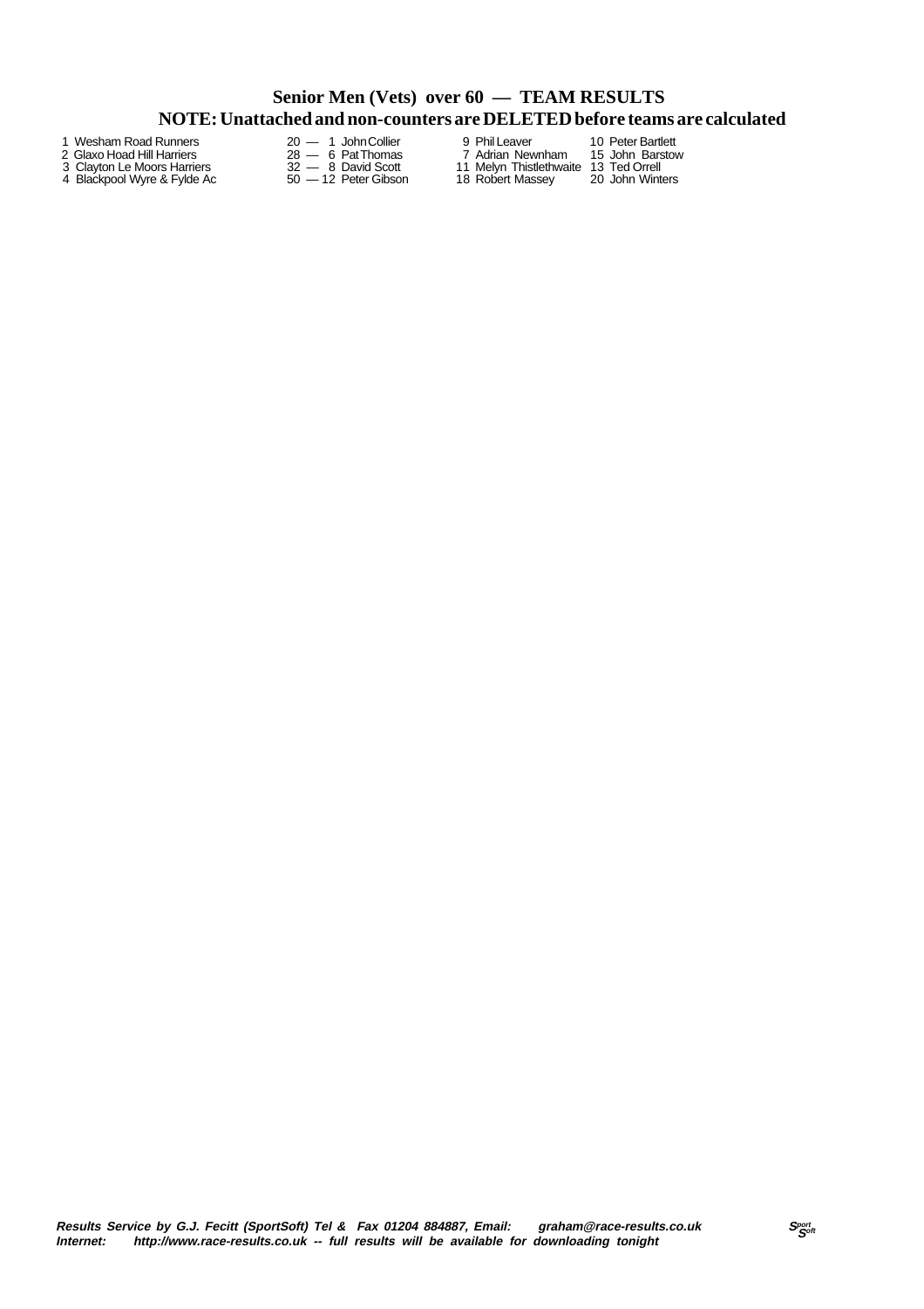## Senior Men (Vets) over 60 — TEAM RESULTS

## NOTE: Unattached and non-counters are DELETED before teams are calculated

| | | | | |
|---|---|---|---|---|
| 1 Wesham Road Runners | 20 — 1 John Collier | 9 Phil Leaver | 10 Peter Bartlett | |
| 2 Glaxo Hoad Hill Harriers | 28 — 6 Pat Thomas | 7 Adrian Newnham | 15 John Barstow | |
| 3 Clayton Le Moors Harriers | 32 — 8 David Scott | 11 Melyn Thistlethwaite | 13 Ted Orrell | |
| 4 Blackpool Wyre & Fylde Ac | 50 — 12 Peter Gibson | 18 Robert Massey | 20 John Winters | |

*Results Service by G.J. Fecitt (SportSoft) Tel & Fax 01204 884887, Email: graham@race-results.co.uk*
*Internet: http://www.race-results.co.uk -- full results will be available for downloading tonight*